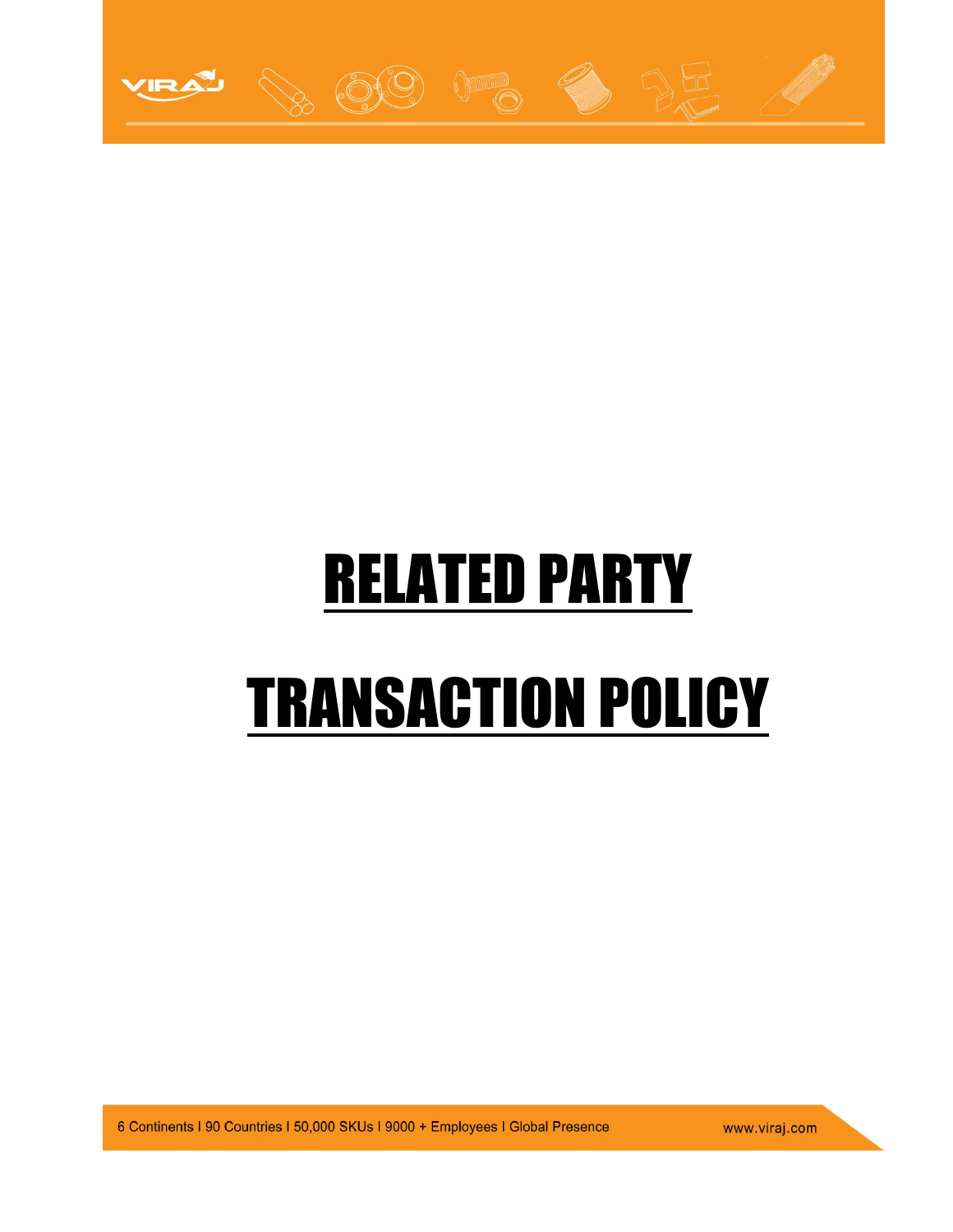# RELATED PARTY TRANSACTION POLICY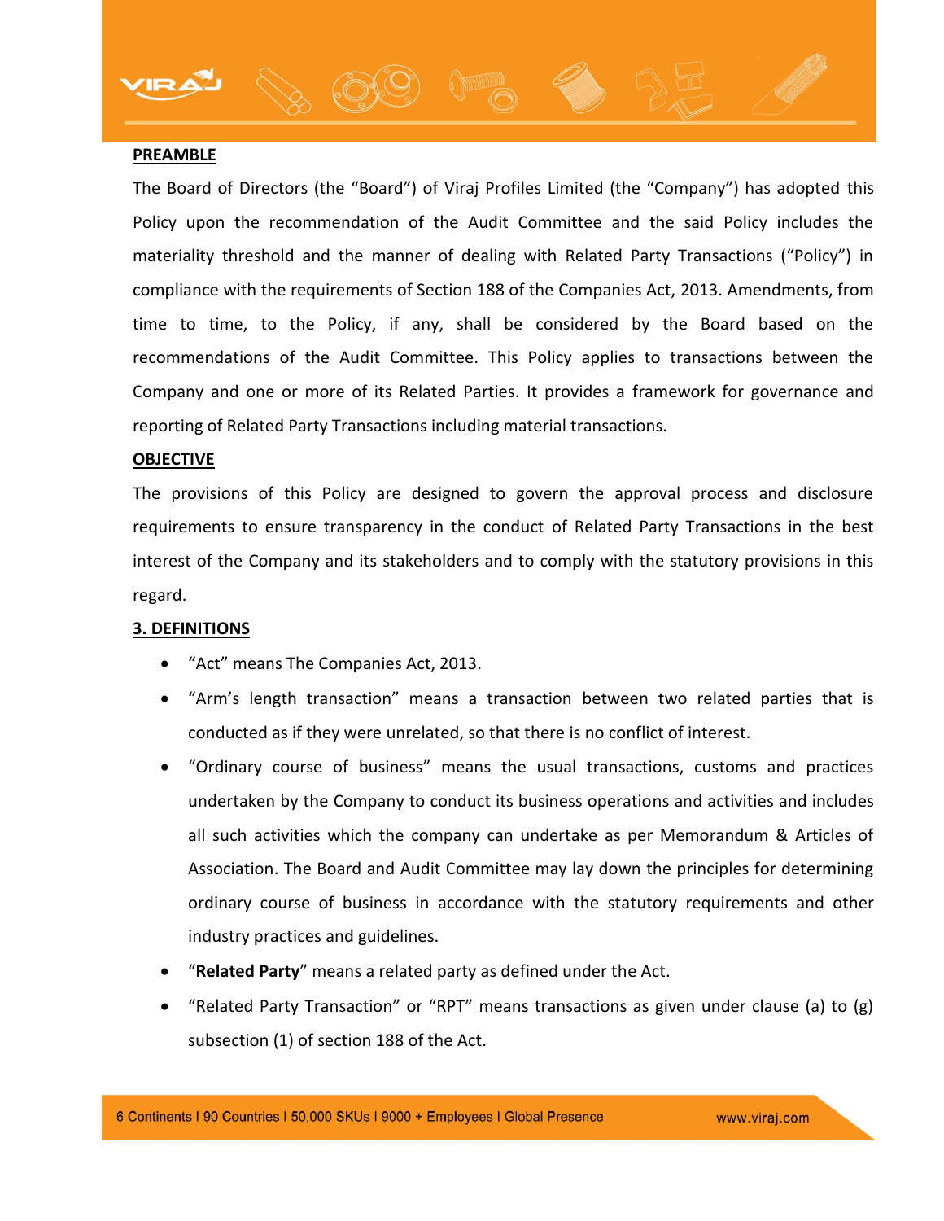## PREAMBLE

The Board of Directors (the "Board") of Viraj Profiles Limited (the "Company") has adopted this Policy upon the recommendation of the Audit Committee and the said Policy includes the materiality threshold and the manner of dealing with Related Party Transactions ("Policy") in compliance with the requirements of Section 188 of the Companies Act, 2013. Amendments, from time to time, to the Policy, if any, shall be considered by the Board based on the recommendations of the Audit Committee. This Policy applies to transactions between the Company and one or more of its Related Parties. It provides a framework for governance and reporting of Related Party Transactions including material transactions.

## OBJECTIVE

The provisions of this Policy are designed to govern the approval process and disclosure requirements to ensure transparency in the conduct of Related Party Transactions in the best interest of the Company and its stakeholders and to comply with the statutory provisions in this regard.

## 3. DEFINITIONS

- "Act" means The Companies Act, 2013.
- "Arm's length transaction" means a transaction between two related parties that is conducted as if they were unrelated, so that there is no conflict of interest.
- "Ordinary course of business" means the usual transactions, customs and practices undertaken by the Company to conduct its business operations and activities and includes all such activities which the company can undertake as per Memorandum & Articles of Association. The Board and Audit Committee may lay down the principles for determining ordinary course of business in accordance with the statutory requirements and other industry practices and guidelines.
- "**Related Party**" means a related party as defined under the Act.
- "Related Party Transaction" or "RPT" means transactions as given under clause (a) to (g) subsection (1) of section 188 of the Act.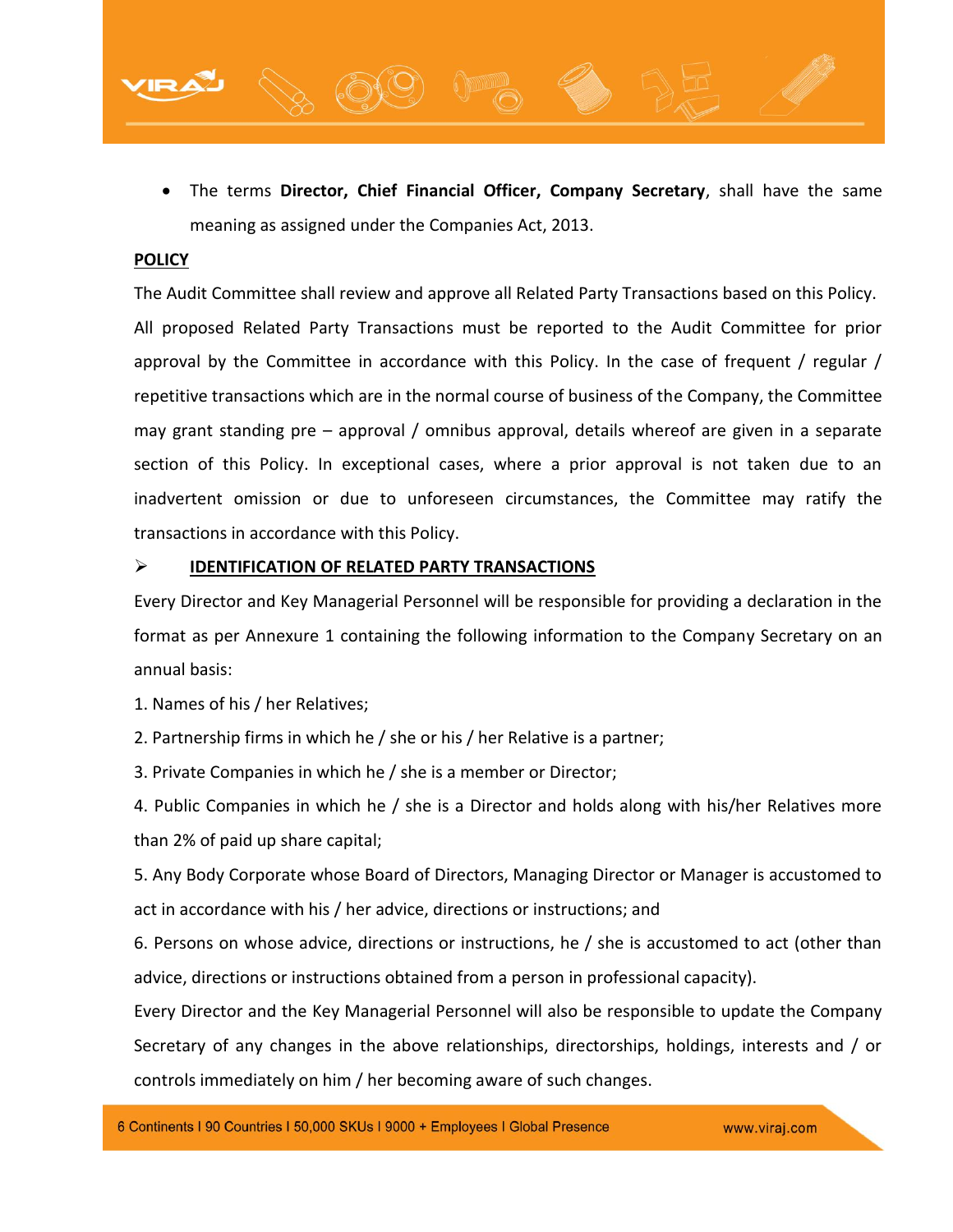- The terms **Director, Chief Financial Officer, Company Secretary**, shall have the same meaning as assigned under the Companies Act, 2013.

**POLICY**

The Audit Committee shall review and approve all Related Party Transactions based on this Policy. All proposed Related Party Transactions must be reported to the Audit Committee for prior approval by the Committee in accordance with this Policy. In the case of frequent / regular / repetitive transactions which are in the normal course of business of the Company, the Committee may grant standing pre – approval / omnibus approval, details whereof are given in a separate section of this Policy. In exceptional cases, where a prior approval is not taken due to an inadvertent omission or due to unforeseen circumstances, the Committee may ratify the transactions in accordance with this Policy.

➢ **IDENTIFICATION OF RELATED PARTY TRANSACTIONS**

Every Director and Key Managerial Personnel will be responsible for providing a declaration in the format as per Annexure 1 containing the following information to the Company Secretary on an annual basis:

1. Names of his / her Relatives;
2. Partnership firms in which he / she or his / her Relative is a partner;
3. Private Companies in which he / she is a member or Director;
4. Public Companies in which he / she is a Director and holds along with his/her Relatives more than 2% of paid up share capital;
5. Any Body Corporate whose Board of Directors, Managing Director or Manager is accustomed to act in accordance with his / her advice, directions or instructions; and
6. Persons on whose advice, directions or instructions, he / she is accustomed to act (other than advice, directions or instructions obtained from a person in professional capacity).

Every Director and the Key Managerial Personnel will also be responsible to update the Company Secretary of any changes in the above relationships, directorships, holdings, interests and / or controls immediately on him / her becoming aware of such changes.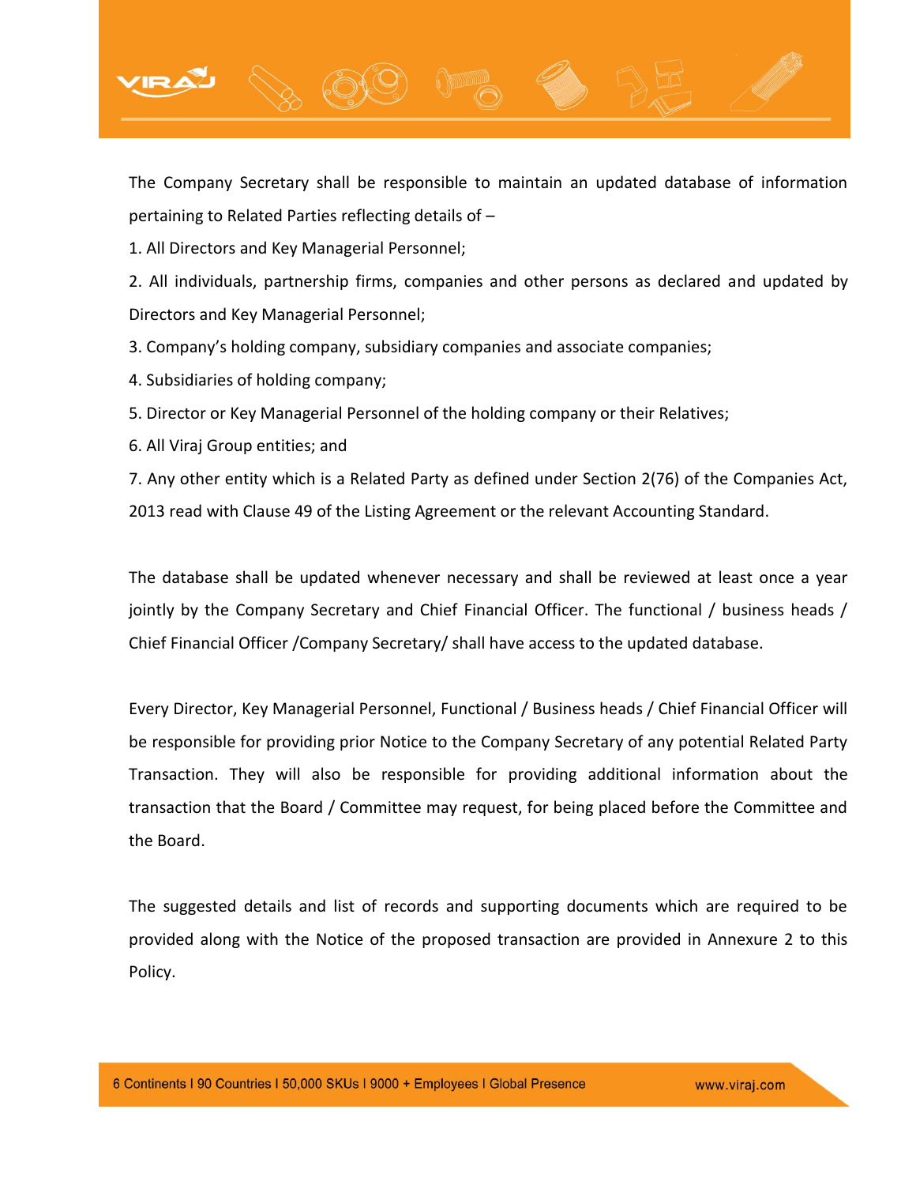The Company Secretary shall be responsible to maintain an updated database of information pertaining to Related Parties reflecting details of –

1. All Directors and Key Managerial Personnel;
2. All individuals, partnership firms, companies and other persons as declared and updated by Directors and Key Managerial Personnel;
3. Company's holding company, subsidiary companies and associate companies;
4. Subsidiaries of holding company;
5. Director or Key Managerial Personnel of the holding company or their Relatives;
6. All Viraj Group entities; and
7. Any other entity which is a Related Party as defined under Section 2(76) of the Companies Act, 2013 read with Clause 49 of the Listing Agreement or the relevant Accounting Standard.

The database shall be updated whenever necessary and shall be reviewed at least once a year jointly by the Company Secretary and Chief Financial Officer. The functional / business heads / Chief Financial Officer /Company Secretary/ shall have access to the updated database.

Every Director, Key Managerial Personnel, Functional / Business heads / Chief Financial Officer will be responsible for providing prior Notice to the Company Secretary of any potential Related Party Transaction. They will also be responsible for providing additional information about the transaction that the Board / Committee may request, for being placed before the Committee and the Board.

The suggested details and list of records and supporting documents which are required to be provided along with the Notice of the proposed transaction are provided in Annexure 2 to this Policy.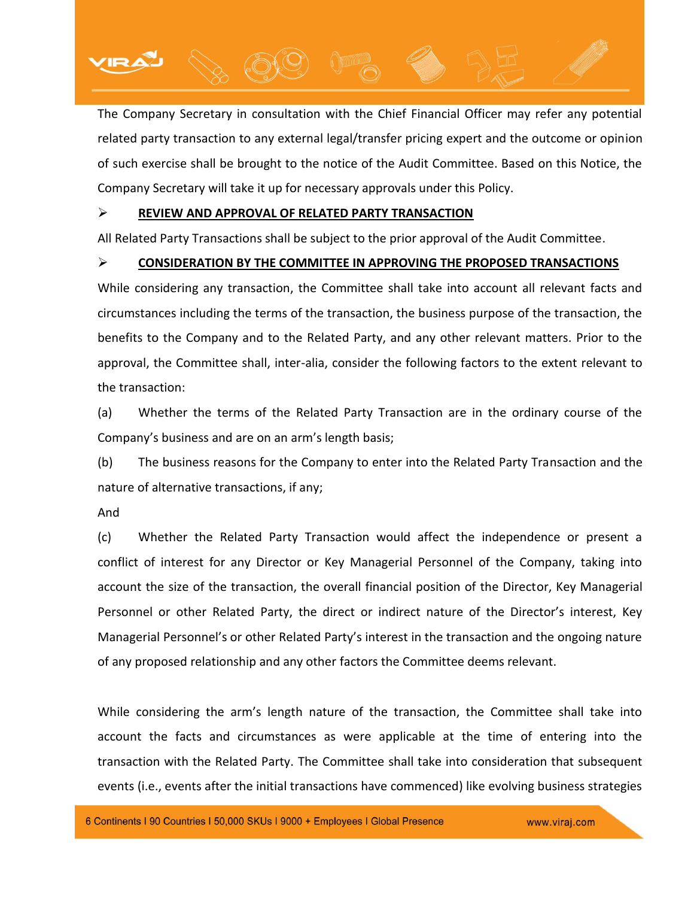The Company Secretary in consultation with the Chief Financial Officer may refer any potential related party transaction to any external legal/transfer pricing expert and the outcome or opinion of such exercise shall be brought to the notice of the Audit Committee. Based on this Notice, the Company Secretary will take it up for necessary approvals under this Policy.

➢ **REVIEW AND APPROVAL OF RELATED PARTY TRANSACTION**

All Related Party Transactions shall be subject to the prior approval of the Audit Committee.

➢ **CONSIDERATION BY THE COMMITTEE IN APPROVING THE PROPOSED TRANSACTIONS**

While considering any transaction, the Committee shall take into account all relevant facts and circumstances including the terms of the transaction, the business purpose of the transaction, the benefits to the Company and to the Related Party, and any other relevant matters. Prior to the approval, the Committee shall, inter-alia, consider the following factors to the extent relevant to the transaction:

(a) Whether the terms of the Related Party Transaction are in the ordinary course of the Company's business and are on an arm's length basis;

(b) The business reasons for the Company to enter into the Related Party Transaction and the nature of alternative transactions, if any;

And

(c) Whether the Related Party Transaction would affect the independence or present a conflict of interest for any Director or Key Managerial Personnel of the Company, taking into account the size of the transaction, the overall financial position of the Director, Key Managerial Personnel or other Related Party, the direct or indirect nature of the Director's interest, Key Managerial Personnel's or other Related Party's interest in the transaction and the ongoing nature of any proposed relationship and any other factors the Committee deems relevant.

While considering the arm's length nature of the transaction, the Committee shall take into account the facts and circumstances as were applicable at the time of entering into the transaction with the Related Party. The Committee shall take into consideration that subsequent events (i.e., events after the initial transactions have commenced) like evolving business strategies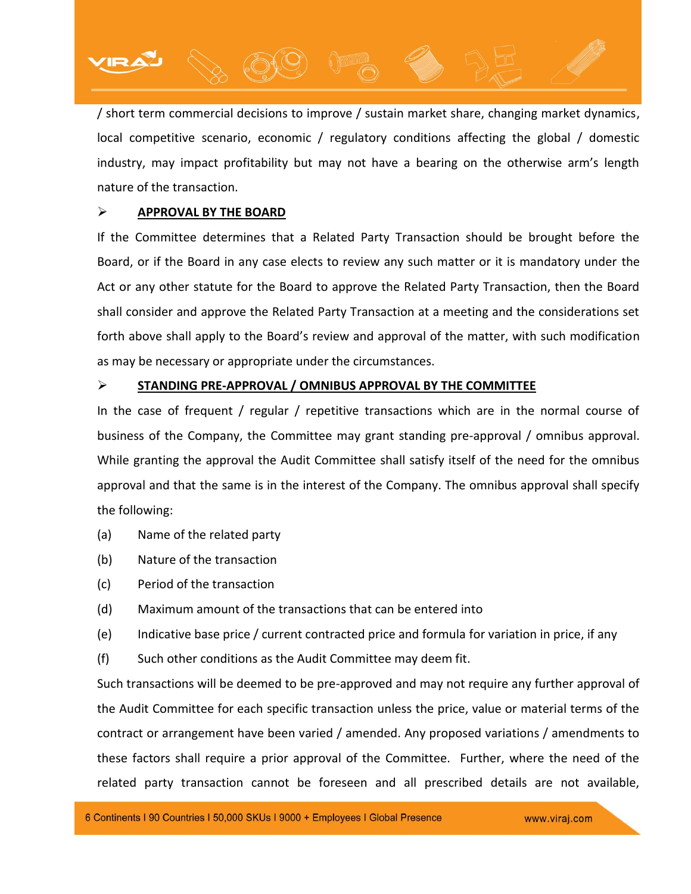/ short term commercial decisions to improve / sustain market share, changing market dynamics, local competitive scenario, economic / regulatory conditions affecting the global / domestic industry, may impact profitability but may not have a bearing on the otherwise arm's length nature of the transaction.

- **APPROVAL BY THE BOARD**

If the Committee determines that a Related Party Transaction should be brought before the Board, or if the Board in any case elects to review any such matter or it is mandatory under the Act or any other statute for the Board to approve the Related Party Transaction, then the Board shall consider and approve the Related Party Transaction at a meeting and the considerations set forth above shall apply to the Board's review and approval of the matter, with such modification as may be necessary or appropriate under the circumstances.

- **STANDING PRE-APPROVAL / OMNIBUS APPROVAL BY THE COMMITTEE**

In the case of frequent / regular / repetitive transactions which are in the normal course of business of the Company, the Committee may grant standing pre-approval / omnibus approval. While granting the approval the Audit Committee shall satisfy itself of the need for the omnibus approval and that the same is in the interest of the Company. The omnibus approval shall specify the following:

(a) Name of the related party

(b) Nature of the transaction

(c) Period of the transaction

(d) Maximum amount of the transactions that can be entered into

(e) Indicative base price / current contracted price and formula for variation in price, if any

(f) Such other conditions as the Audit Committee may deem fit.

Such transactions will be deemed to be pre-approved and may not require any further approval of the Audit Committee for each specific transaction unless the price, value or material terms of the contract or arrangement have been varied / amended. Any proposed variations / amendments to these factors shall require a prior approval of the Committee. Further, where the need of the related party transaction cannot be foreseen and all prescribed details are not available,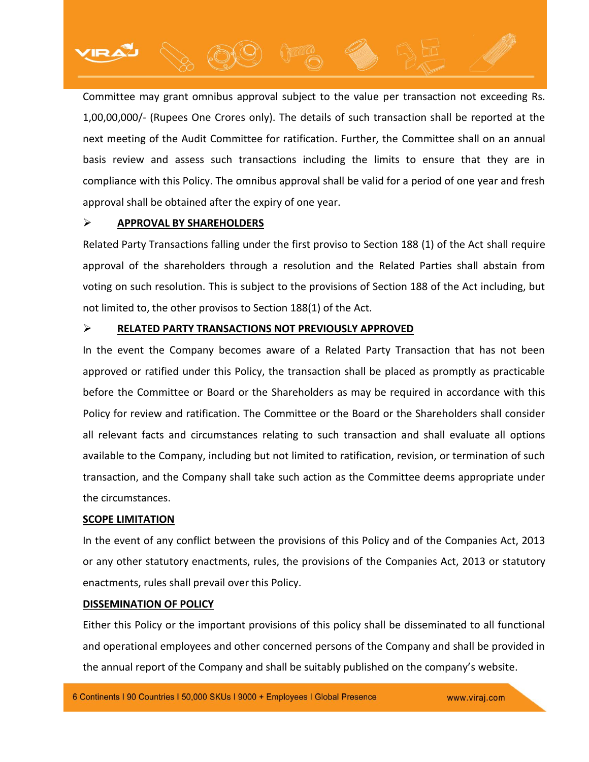Committee may grant omnibus approval subject to the value per transaction not exceeding Rs. 1,00,00,000/- (Rupees One Crores only). The details of such transaction shall be reported at the next meeting of the Audit Committee for ratification. Further, the Committee shall on an annual basis review and assess such transactions including the limits to ensure that they are in compliance with this Policy. The omnibus approval shall be valid for a period of one year and fresh approval shall be obtained after the expiry of one year.

➢ **APPROVAL BY SHAREHOLDERS**

Related Party Transactions falling under the first proviso to Section 188 (1) of the Act shall require approval of the shareholders through a resolution and the Related Parties shall abstain from voting on such resolution. This is subject to the provisions of Section 188 of the Act including, but not limited to, the other provisos to Section 188(1) of the Act.

➢ **RELATED PARTY TRANSACTIONS NOT PREVIOUSLY APPROVED**

In the event the Company becomes aware of a Related Party Transaction that has not been approved or ratified under this Policy, the transaction shall be placed as promptly as practicable before the Committee or Board or the Shareholders as may be required in accordance with this Policy for review and ratification. The Committee or the Board or the Shareholders shall consider all relevant facts and circumstances relating to such transaction and shall evaluate all options available to the Company, including but not limited to ratification, revision, or termination of such transaction, and the Company shall take such action as the Committee deems appropriate under the circumstances.

**SCOPE LIMITATION**

In the event of any conflict between the provisions of this Policy and of the Companies Act, 2013 or any other statutory enactments, rules, the provisions of the Companies Act, 2013 or statutory enactments, rules shall prevail over this Policy.

**DISSEMINATION OF POLICY**

Either this Policy or the important provisions of this policy shall be disseminated to all functional and operational employees and other concerned persons of the Company and shall be provided in the annual report of the Company and shall be suitably published on the company's website.